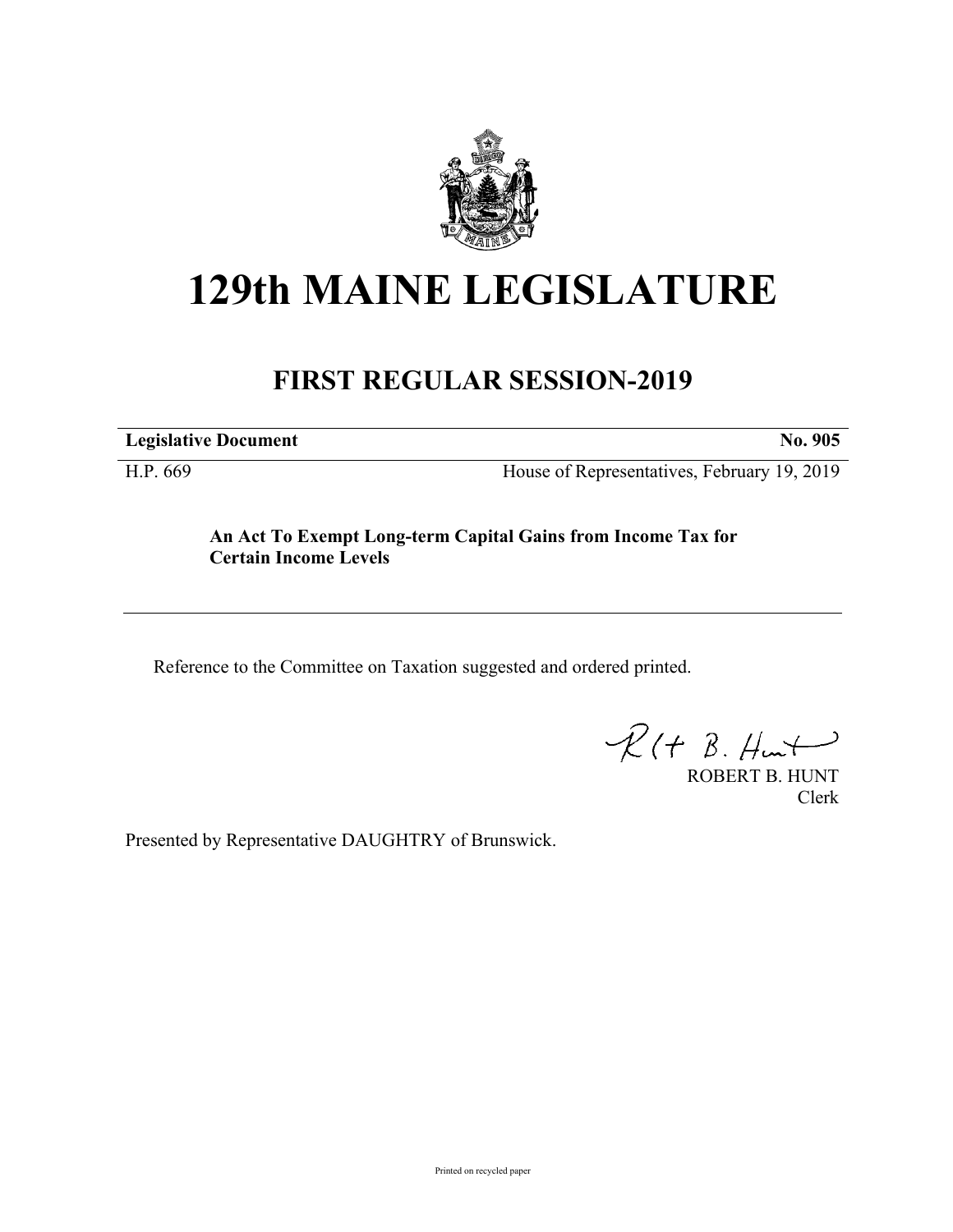# 129th MAINE LEGISLATURE

## FIRST REGULAR SESSION-2019

**Legislative Document** **No. 905**

H.P. 669 House of Representatives, February 19, 2019

**An Act To Exempt Long-term Capital Gains from Income Tax for Certain Income Levels**

---

Reference to the Committee on Taxation suggested and ordered printed.

ROBERT B. HUNT
Clerk

Presented by Representative DAUGHTRY of Brunswick.

Printed on recycled paper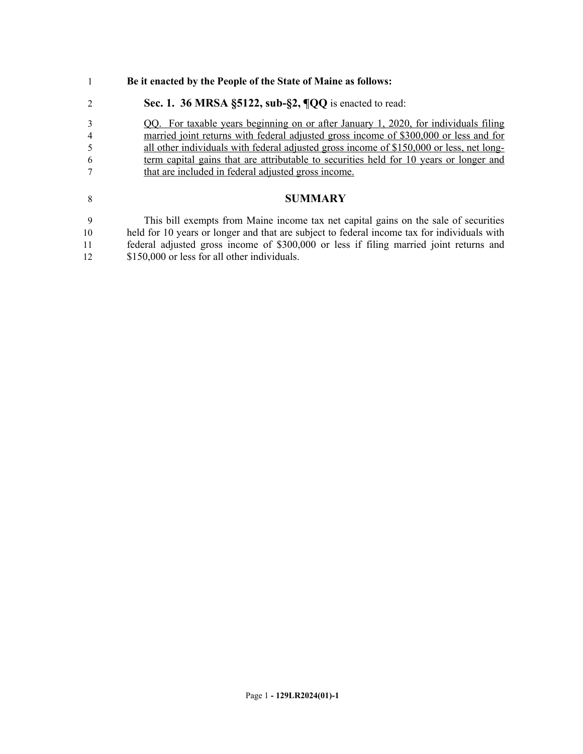**Be it enacted by the People of the State of Maine as follows:**

**Sec. 1. 36 MRSA §5122, sub-§2, ¶QQ** is enacted to read:

QQ. For taxable years beginning on or after January 1, 2020, for individuals filing married joint returns with federal adjusted gross income of $300,000 or less and for all other individuals with federal adjusted gross income of $150,000 or less, net long-term capital gains that are attributable to securities held for 10 years or longer and that are included in federal adjusted gross income.

## SUMMARY

This bill exempts from Maine income tax net capital gains on the sale of securities held for 10 years or longer and that are subject to federal income tax for individuals with federal adjusted gross income of $300,000 or less if filing married joint returns and $150,000 or less for all other individuals.